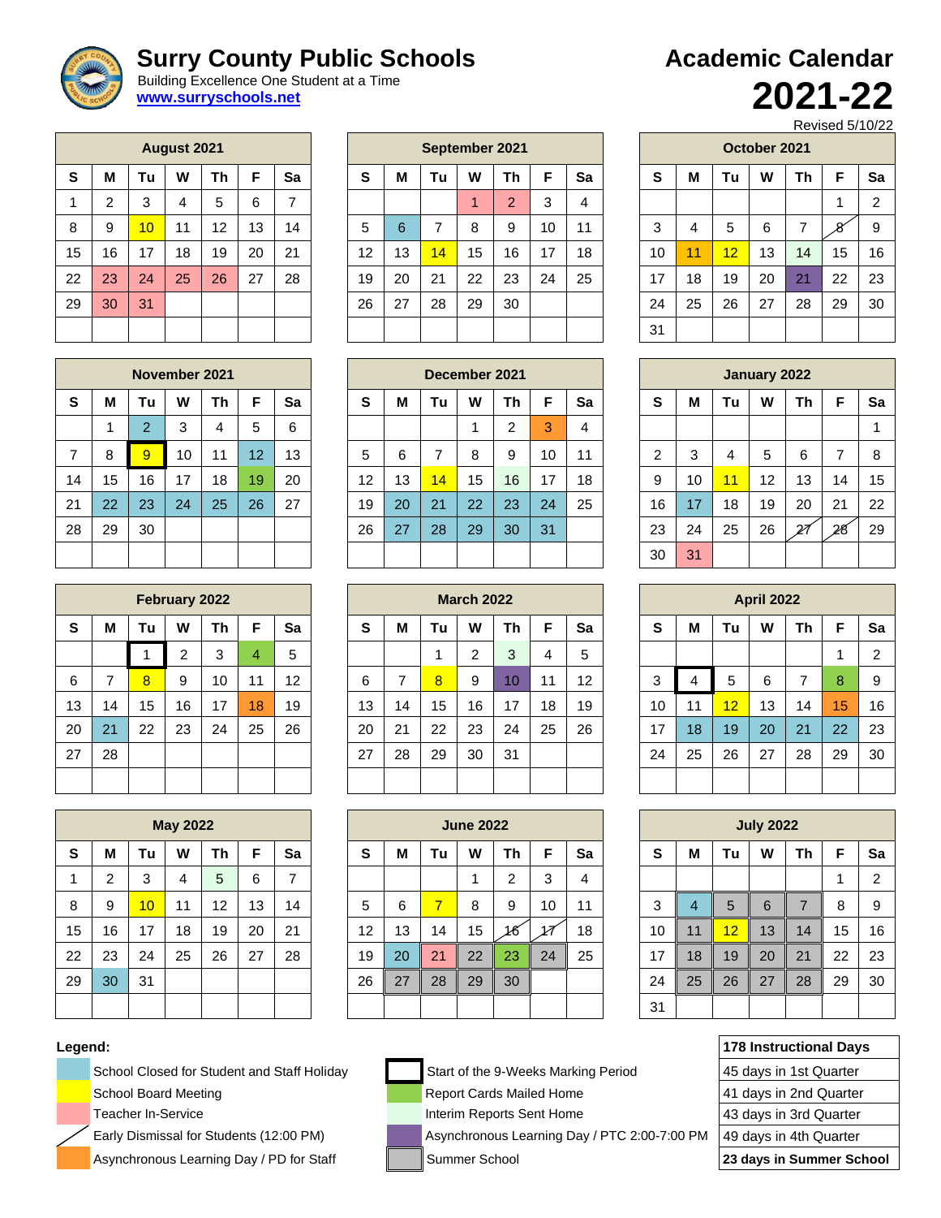# Surry County Public Schools

Building Excellence One Student at a Time

www.surryschools.net

# Academic Calendar 2021-22

Revised 5/10/22

**August 2021**

| S | M | Tu | W | Th | F | Sa |
|---|---|---|---|---|---|---|
| 1 | 2 | 3 | 4 | 5 | 6 | 7 |
| 8 | 9 | 10 | 11 | 12 | 13 | 14 |
| 15 | 16 | 17 | 18 | 19 | 20 | 21 |
| 22 | 23 | 24 | 25 | 26 | 27 | 28 |
| 29 | 30 | 31 | | | | |

**September 2021**

| S | M | Tu | W | Th | F | Sa |
|---|---|---|---|---|---|---|
| | | | 1 | 2 | 3 | 4 |
| 5 | 6 | 7 | 8 | 9 | 10 | 11 |
| 12 | 13 | 14 | 15 | 16 | 17 | 18 |
| 19 | 20 | 21 | 22 | 23 | 24 | 25 |
| 26 | 27 | 28 | 29 | 30 | | |

**October 2021**

| S | M | Tu | W | Th | F | Sa |
|---|---|---|---|---|---|---|
| | | | | | 1 | 2 |
| 3 | 4 | 5 | 6 | 7 | 8 | 9 |
| 10 | 11 | 12 | 13 | 14 | 15 | 16 |
| 17 | 18 | 19 | 20 | 21 | 22 | 23 |
| 24 | 25 | 26 | 27 | 28 | 29 | 30 |
| 31 | | | | | | |

**November 2021**

| S | M | Tu | W | Th | F | Sa |
|---|---|---|---|---|---|---|
| | 1 | 2 | 3 | 4 | 5 | 6 |
| 7 | 8 | 9 | 10 | 11 | 12 | 13 |
| 14 | 15 | 16 | 17 | 18 | 19 | 20 |
| 21 | 22 | 23 | 24 | 25 | 26 | 27 |
| 28 | 29 | 30 | | | | |

**December 2021**

| S | M | Tu | W | Th | F | Sa |
|---|---|---|---|---|---|---|
| | | | 1 | 2 | 3 | 4 |
| 5 | 6 | 7 | 8 | 9 | 10 | 11 |
| 12 | 13 | 14 | 15 | 16 | 17 | 18 |
| 19 | 20 | 21 | 22 | 23 | 24 | 25 |
| 26 | 27 | 28 | 29 | 30 | 31 | |

**January 2022**

| S | M | Tu | W | Th | F | Sa |
|---|---|---|---|---|---|---|
| | | | | | | 1 |
| 2 | 3 | 4 | 5 | 6 | 7 | 8 |
| 9 | 10 | 11 | 12 | 13 | 14 | 15 |
| 16 | 17 | 18 | 19 | 20 | 21 | 22 |
| 23 | 24 | 25 | 26 | 27 | 28 | 29 |
| 30 | 31 | | | | | |

**February 2022**

| S | M | Tu | W | Th | F | Sa |
|---|---|---|---|---|---|---|
| | | 1 | 2 | 3 | 4 | 5 |
| 6 | 7 | 8 | 9 | 10 | 11 | 12 |
| 13 | 14 | 15 | 16 | 17 | 18 | 19 |
| 20 | 21 | 22 | 23 | 24 | 25 | 26 |
| 27 | 28 | | | | | |

**March 2022**

| S | M | Tu | W | Th | F | Sa |
|---|---|---|---|---|---|---|
| | | 1 | 2 | 3 | 4 | 5 |
| 6 | 7 | 8 | 9 | 10 | 11 | 12 |
| 13 | 14 | 15 | 16 | 17 | 18 | 19 |
| 20 | 21 | 22 | 23 | 24 | 25 | 26 |
| 27 | 28 | 29 | 30 | 31 | | |

**April 2022**

| S | M | Tu | W | Th | F | Sa |
|---|---|---|---|---|---|---|
| | | | | | 1 | 2 |
| 3 | 4 | 5 | 6 | 7 | 8 | 9 |
| 10 | 11 | 12 | 13 | 14 | 15 | 16 |
| 17 | 18 | 19 | 20 | 21 | 22 | 23 |
| 24 | 25 | 26 | 27 | 28 | 29 | 30 |

**May 2022**

| S | M | Tu | W | Th | F | Sa |
|---|---|---|---|---|---|---|
| 1 | 2 | 3 | 4 | 5 | 6 | 7 |
| 8 | 9 | 10 | 11 | 12 | 13 | 14 |
| 15 | 16 | 17 | 18 | 19 | 20 | 21 |
| 22 | 23 | 24 | 25 | 26 | 27 | 28 |
| 29 | 30 | 31 | | | | |

**June 2022**

| S | M | Tu | W | Th | F | Sa |
|---|---|---|---|---|---|---|
| | | | 1 | 2 | 3 | 4 |
| 5 | 6 | 7 | 8 | 9 | 10 | 11 |
| 12 | 13 | 14 | 15 | 16 | 17 | 18 |
| 19 | 20 | 21 | 22 | 23 | 24 | 25 |
| 26 | 27 | 28 | 29 | 30 | | |

**July 2022**

| S | M | Tu | W | Th | F | Sa |
|---|---|---|---|---|---|---|
| | | | | | 1 | 2 |
| 3 | 4 | 5 | 6 | 7 | 8 | 9 |
| 10 | 11 | 12 | 13 | 14 | 15 | 16 |
| 17 | 18 | 19 | 20 | 21 | 22 | 23 |
| 24 | 25 | 26 | 27 | 28 | 29 | 30 |
| 31 | | | | | | |

**Legend:**

- School Closed for Student and Staff Holiday
- School Board Meeting
- Teacher In-Service
- Early Dismissal for Students (12:00 PM)
- Asynchronous Learning Day / PD for Staff
- Start of the 9-Weeks Marking Period
- Report Cards Mailed Home
- Interim Reports Sent Home
- Asynchronous Learning Day / PTC 2:00-7:00 PM
- Summer School

| 178 Instructional Days |
|---|
| 45 days in 1st Quarter |
| 41 days in 2nd Quarter |
| 43 days in 3rd Quarter |
| 49 days in 4th Quarter |
| **23 days in Summer School** |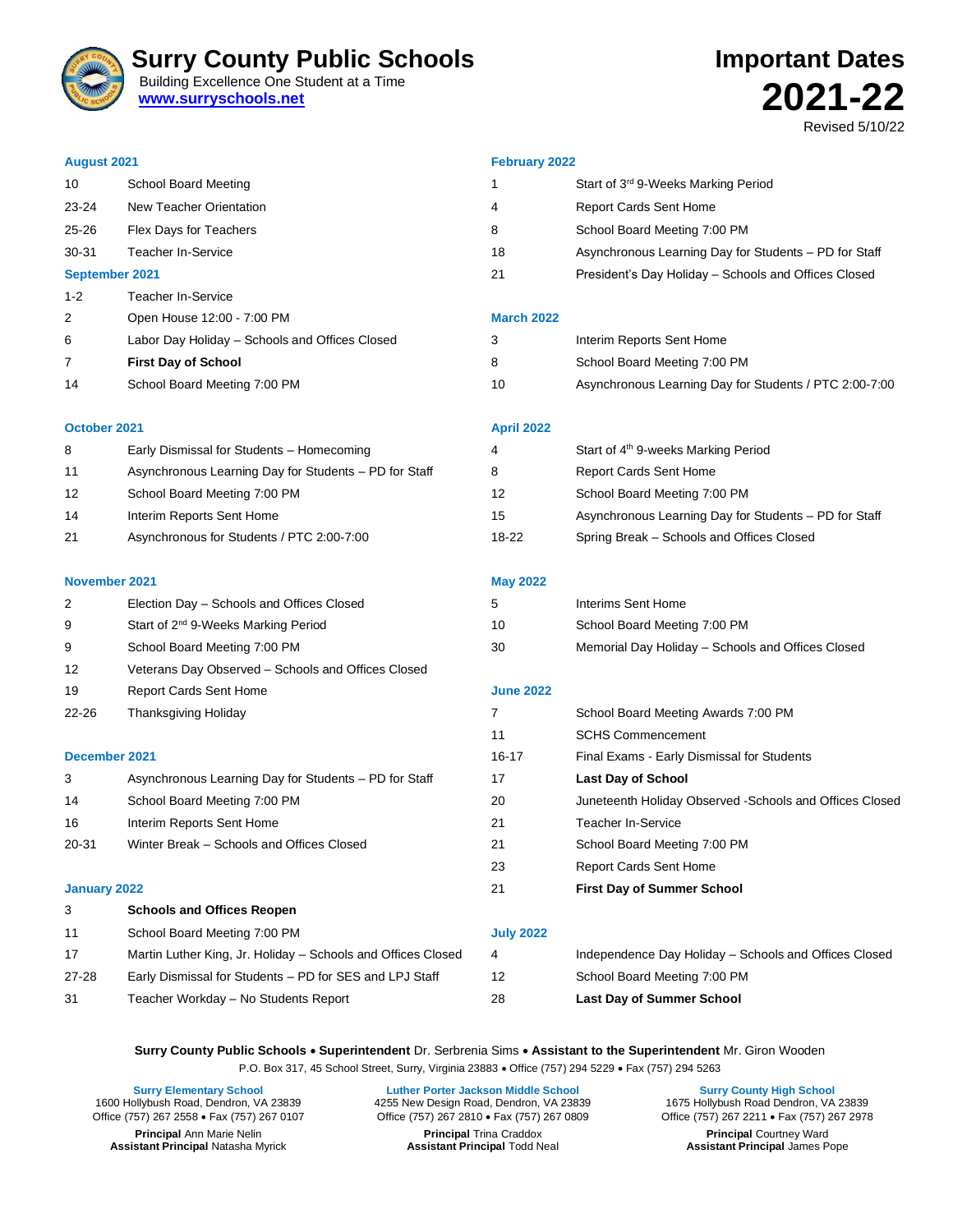# Surry County Public Schools

Building Excellence One Student at a Time

www.surryschools.net

# Important Dates 2021-22

Revised 5/10/22

### August 2021

| | |
|---|---|
| 10 | School Board Meeting |
| 23-24 | New Teacher Orientation |
| 25-26 | Flex Days for Teachers |
| 30-31 | Teacher In-Service |

### September 2021

| | |
|---|---|
| 1-2 | Teacher In-Service |
| 2 | Open House 12:00 - 7:00 PM |
| 6 | Labor Day Holiday – Schools and Offices Closed |
| 7 | **First Day of School** |
| 14 | School Board Meeting 7:00 PM |

### October 2021

| | |
|---|---|
| 8 | Early Dismissal for Students – Homecoming |
| 11 | Asynchronous Learning Day for Students – PD for Staff |
| 12 | School Board Meeting 7:00 PM |
| 14 | Interim Reports Sent Home |
| 21 | Asynchronous for Students / PTC 2:00-7:00 |

### November 2021

| | |
|---|---|
| 2 | Election Day – Schools and Offices Closed |
| 9 | Start of 2nd 9-Weeks Marking Period |
| 9 | School Board Meeting 7:00 PM |
| 12 | Veterans Day Observed – Schools and Offices Closed |
| 19 | Report Cards Sent Home |
| 22-26 | Thanksgiving Holiday |

### December 2021

| | |
|---|---|
| 3 | Asynchronous Learning Day for Students – PD for Staff |
| 14 | School Board Meeting 7:00 PM |
| 16 | Interim Reports Sent Home |
| 20-31 | Winter Break – Schools and Offices Closed |

### January 2022

| | |
|---|---|
| 3 | **Schools and Offices Reopen** |
| 11 | School Board Meeting 7:00 PM |
| 17 | Martin Luther King, Jr. Holiday – Schools and Offices Closed |
| 27-28 | Early Dismissal for Students – PD for SES and LPJ Staff |
| 31 | Teacher Workday – No Students Report |

### February 2022

| | |
|---|---|
| 1 | Start of 3rd 9-Weeks Marking Period |
| 4 | Report Cards Sent Home |
| 8 | School Board Meeting 7:00 PM |
| 18 | Asynchronous Learning Day for Students – PD for Staff |
| 21 | President's Day Holiday – Schools and Offices Closed |

### March 2022

| | |
|---|---|
| 3 | Interim Reports Sent Home |
| 8 | School Board Meeting 7:00 PM |
| 10 | Asynchronous Learning Day for Students / PTC 2:00-7:00 |

### April 2022

| | |
|---|---|
| 4 | Start of 4th 9-weeks Marking Period |
| 8 | Report Cards Sent Home |
| 12 | School Board Meeting 7:00 PM |
| 15 | Asynchronous Learning Day for Students – PD for Staff |
| 18-22 | Spring Break – Schools and Offices Closed |

### May 2022

| | |
|---|---|
| 5 | Interims Sent Home |
| 10 | School Board Meeting 7:00 PM |
| 30 | Memorial Day Holiday – Schools and Offices Closed |

### June 2022

| | |
|---|---|
| 7 | School Board Meeting Awards 7:00 PM |
| 11 | SCHS Commencement |
| 16-17 | Final Exams - Early Dismissal for Students |
| 17 | **Last Day of School** |
| 20 | Juneteenth Holiday Observed -Schools and Offices Closed |
| 21 | Teacher In-Service |
| 21 | School Board Meeting 7:00 PM |
| 23 | Report Cards Sent Home |
| 21 | **First Day of Summer School** |

### July 2022

| | |
|---|---|
| 4 | Independence Day Holiday – Schools and Offices Closed |
| 12 | School Board Meeting 7:00 PM |
| 28 | **Last Day of Summer School** |

**Surry County Public Schools** • **Superintendent** Dr. Serbrenia Sims • **Assistant to the Superintendent** Mr. Giron Wooden

P.O. Box 317, 45 School Street, Surry, Virginia 23883 • Office (757) 294 5229 • Fax (757) 294 5263

**Surry Elementary School**
1600 Hollybush Road, Dendron, VA 23839
Office (757) 267 2558 • Fax (757) 267 0107
**Principal** Ann Marie Nelin
**Assistant Principal** Natasha Myrick

**Luther Porter Jackson Middle School**
4255 New Design Road, Dendron, VA 23839
Office (757) 267 2810 • Fax (757) 267 0809
**Principal** Trina Craddox
**Assistant Principal** Todd Neal

**Surry County High School**
1675 Hollybush Road Dendron, VA 23839
Office (757) 267 2211 • Fax (757) 267 2978
**Principal** Courtney Ward
**Assistant Principal** James Pope